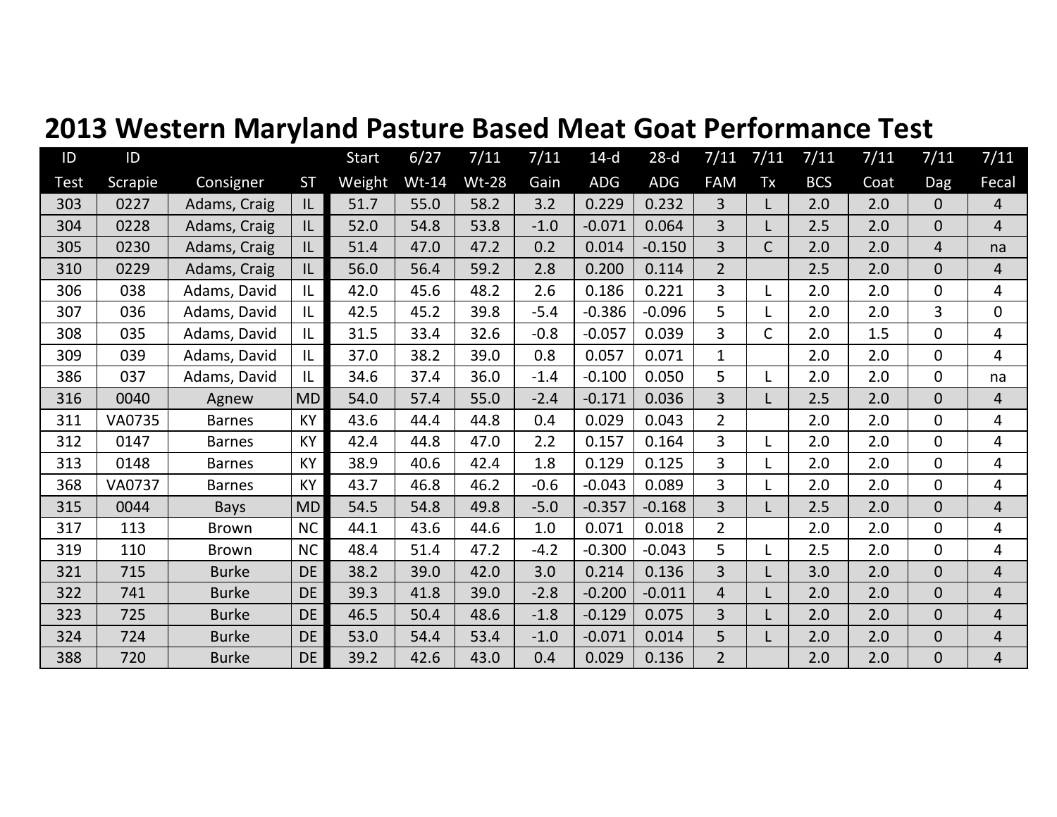# 2013 Western Maryland Pasture Based Meat Goat Performance Test

| ID Test | ID Scrapie | Consigner | ST | Start Weight | 6/27 Wt-14 | 7/11 Wt-28 | 7/11 Gain | 14-d ADG | 28-d ADG | 7/11 FAM | 7/11 Tx | 7/11 BCS | 7/11 Coat | 7/11 Dag | 7/11 Fecal |
|---|---|---|---|---|---|---|---|---|---|---|---|---|---|---|---|
| 303 | 0227 | Adams, Craig | IL | 51.7 | 55.0 | 58.2 | 3.2 | 0.229 | 0.232 | 3 | L | 2.0 | 2.0 | 0 | 4 |
| 304 | 0228 | Adams, Craig | IL | 52.0 | 54.8 | 53.8 | -1.0 | -0.071 | 0.064 | 3 | L | 2.5 | 2.0 | 0 | 4 |
| 305 | 0230 | Adams, Craig | IL | 51.4 | 47.0 | 47.2 | 0.2 | 0.014 | -0.150 | 3 | C | 2.0 | 2.0 | 4 | na |
| 310 | 0229 | Adams, Craig | IL | 56.0 | 56.4 | 59.2 | 2.8 | 0.200 | 0.114 | 2 | | 2.5 | 2.0 | 0 | 4 |
| 306 | 038 | Adams, David | IL | 42.0 | 45.6 | 48.2 | 2.6 | 0.186 | 0.221 | 3 | L | 2.0 | 2.0 | 0 | 4 |
| 307 | 036 | Adams, David | IL | 42.5 | 45.2 | 39.8 | -5.4 | -0.386 | -0.096 | 5 | L | 2.0 | 2.0 | 3 | 0 |
| 308 | 035 | Adams, David | IL | 31.5 | 33.4 | 32.6 | -0.8 | -0.057 | 0.039 | 3 | C | 2.0 | 1.5 | 0 | 4 |
| 309 | 039 | Adams, David | IL | 37.0 | 38.2 | 39.0 | 0.8 | 0.057 | 0.071 | 1 | | 2.0 | 2.0 | 0 | 4 |
| 386 | 037 | Adams, David | IL | 34.6 | 37.4 | 36.0 | -1.4 | -0.100 | 0.050 | 5 | L | 2.0 | 2.0 | 0 | na |
| 316 | 0040 | Agnew | MD | 54.0 | 57.4 | 55.0 | -2.4 | -0.171 | 0.036 | 3 | L | 2.5 | 2.0 | 0 | 4 |
| 311 | VA0735 | Barnes | KY | 43.6 | 44.4 | 44.8 | 0.4 | 0.029 | 0.043 | 2 | | 2.0 | 2.0 | 0 | 4 |
| 312 | 0147 | Barnes | KY | 42.4 | 44.8 | 47.0 | 2.2 | 0.157 | 0.164 | 3 | L | 2.0 | 2.0 | 0 | 4 |
| 313 | 0148 | Barnes | KY | 38.9 | 40.6 | 42.4 | 1.8 | 0.129 | 0.125 | 3 | L | 2.0 | 2.0 | 0 | 4 |
| 368 | VA0737 | Barnes | KY | 43.7 | 46.8 | 46.2 | -0.6 | -0.043 | 0.089 | 3 | L | 2.0 | 2.0 | 0 | 4 |
| 315 | 0044 | Bays | MD | 54.5 | 54.8 | 49.8 | -5.0 | -0.357 | -0.168 | 3 | L | 2.5 | 2.0 | 0 | 4 |
| 317 | 113 | Brown | NC | 44.1 | 43.6 | 44.6 | 1.0 | 0.071 | 0.018 | 2 | | 2.0 | 2.0 | 0 | 4 |
| 319 | 110 | Brown | NC | 48.4 | 51.4 | 47.2 | -4.2 | -0.300 | -0.043 | 5 | L | 2.5 | 2.0 | 0 | 4 |
| 321 | 715 | Burke | DE | 38.2 | 39.0 | 42.0 | 3.0 | 0.214 | 0.136 | 3 | L | 3.0 | 2.0 | 0 | 4 |
| 322 | 741 | Burke | DE | 39.3 | 41.8 | 39.0 | -2.8 | -0.200 | -0.011 | 4 | L | 2.0 | 2.0 | 0 | 4 |
| 323 | 725 | Burke | DE | 46.5 | 50.4 | 48.6 | -1.8 | -0.129 | 0.075 | 3 | L | 2.0 | 2.0 | 0 | 4 |
| 324 | 724 | Burke | DE | 53.0 | 54.4 | 53.4 | -1.0 | -0.071 | 0.014 | 5 | L | 2.0 | 2.0 | 0 | 4 |
| 388 | 720 | Burke | DE | 39.2 | 42.6 | 43.0 | 0.4 | 0.029 | 0.136 | 2 | | 2.0 | 2.0 | 0 | 4 |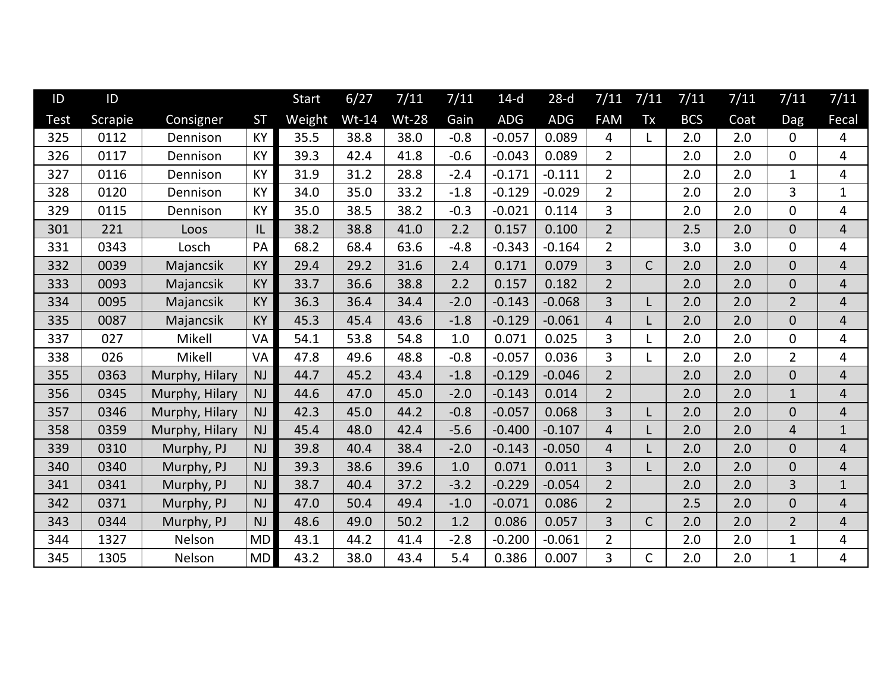| ID Test | ID Scrapie | Consigner | ST | Start Weight | 6/27 Wt-14 | 7/11 Wt-28 | 7/11 Gain | 14-d ADG | 28-d ADG | 7/11 FAM | 7/11 Tx | 7/11 BCS | 7/11 Coat | 7/11 Dag | 7/11 Fecal |
|---|---|---|---|---|---|---|---|---|---|---|---|---|---|---|---|
| 325 | 0112 | Dennison | KY | 35.5 | 38.8 | 38.0 | -0.8 | -0.057 | 0.089 | 4 | L | 2.0 | 2.0 | 0 | 4 |
| 326 | 0117 | Dennison | KY | 39.3 | 42.4 | 41.8 | -0.6 | -0.043 | 0.089 | 2 | | 2.0 | 2.0 | 0 | 4 |
| 327 | 0116 | Dennison | KY | 31.9 | 31.2 | 28.8 | -2.4 | -0.171 | -0.111 | 2 | | 2.0 | 2.0 | 1 | 4 |
| 328 | 0120 | Dennison | KY | 34.0 | 35.0 | 33.2 | -1.8 | -0.129 | -0.029 | 2 | | 2.0 | 2.0 | 3 | 1 |
| 329 | 0115 | Dennison | KY | 35.0 | 38.5 | 38.2 | -0.3 | -0.021 | 0.114 | 3 | | 2.0 | 2.0 | 0 | 4 |
| 301 | 221 | Loos | IL | 38.2 | 38.8 | 41.0 | 2.2 | 0.157 | 0.100 | 2 | | 2.5 | 2.0 | 0 | 4 |
| 331 | 0343 | Losch | PA | 68.2 | 68.4 | 63.6 | -4.8 | -0.343 | -0.164 | 2 | | 3.0 | 3.0 | 0 | 4 |
| 332 | 0039 | Majancsik | KY | 29.4 | 29.2 | 31.6 | 2.4 | 0.171 | 0.079 | 3 | C | 2.0 | 2.0 | 0 | 4 |
| 333 | 0093 | Majancsik | KY | 33.7 | 36.6 | 38.8 | 2.2 | 0.157 | 0.182 | 2 | | 2.0 | 2.0 | 0 | 4 |
| 334 | 0095 | Majancsik | KY | 36.3 | 36.4 | 34.4 | -2.0 | -0.143 | -0.068 | 3 | L | 2.0 | 2.0 | 2 | 4 |
| 335 | 0087 | Majancsik | KY | 45.3 | 45.4 | 43.6 | -1.8 | -0.129 | -0.061 | 4 | L | 2.0 | 2.0 | 0 | 4 |
| 337 | 027 | Mikell | VA | 54.1 | 53.8 | 54.8 | 1.0 | 0.071 | 0.025 | 3 | L | 2.0 | 2.0 | 0 | 4 |
| 338 | 026 | Mikell | VA | 47.8 | 49.6 | 48.8 | -0.8 | -0.057 | 0.036 | 3 | L | 2.0 | 2.0 | 2 | 4 |
| 355 | 0363 | Murphy, Hilary | NJ | 44.7 | 45.2 | 43.4 | -1.8 | -0.129 | -0.046 | 2 | | 2.0 | 2.0 | 0 | 4 |
| 356 | 0345 | Murphy, Hilary | NJ | 44.6 | 47.0 | 45.0 | -2.0 | -0.143 | 0.014 | 2 | | 2.0 | 2.0 | 1 | 4 |
| 357 | 0346 | Murphy, Hilary | NJ | 42.3 | 45.0 | 44.2 | -0.8 | -0.057 | 0.068 | 3 | L | 2.0 | 2.0 | 0 | 4 |
| 358 | 0359 | Murphy, Hilary | NJ | 45.4 | 48.0 | 42.4 | -5.6 | -0.400 | -0.107 | 4 | L | 2.0 | 2.0 | 4 | 1 |
| 339 | 0310 | Murphy, PJ | NJ | 39.8 | 40.4 | 38.4 | -2.0 | -0.143 | -0.050 | 4 | L | 2.0 | 2.0 | 0 | 4 |
| 340 | 0340 | Murphy, PJ | NJ | 39.3 | 38.6 | 39.6 | 1.0 | 0.071 | 0.011 | 3 | L | 2.0 | 2.0 | 0 | 4 |
| 341 | 0341 | Murphy, PJ | NJ | 38.7 | 40.4 | 37.2 | -3.2 | -0.229 | -0.054 | 2 | | 2.0 | 2.0 | 3 | 1 |
| 342 | 0371 | Murphy, PJ | NJ | 47.0 | 50.4 | 49.4 | -1.0 | -0.071 | 0.086 | 2 | | 2.5 | 2.0 | 0 | 4 |
| 343 | 0344 | Murphy, PJ | NJ | 48.6 | 49.0 | 50.2 | 1.2 | 0.086 | 0.057 | 3 | C | 2.0 | 2.0 | 2 | 4 |
| 344 | 1327 | Nelson | MD | 43.1 | 44.2 | 41.4 | -2.8 | -0.200 | -0.061 | 2 | | 2.0 | 2.0 | 1 | 4 |
| 345 | 1305 | Nelson | MD | 43.2 | 38.0 | 43.4 | 5.4 | 0.386 | 0.007 | 3 | C | 2.0 | 2.0 | 1 | 4 |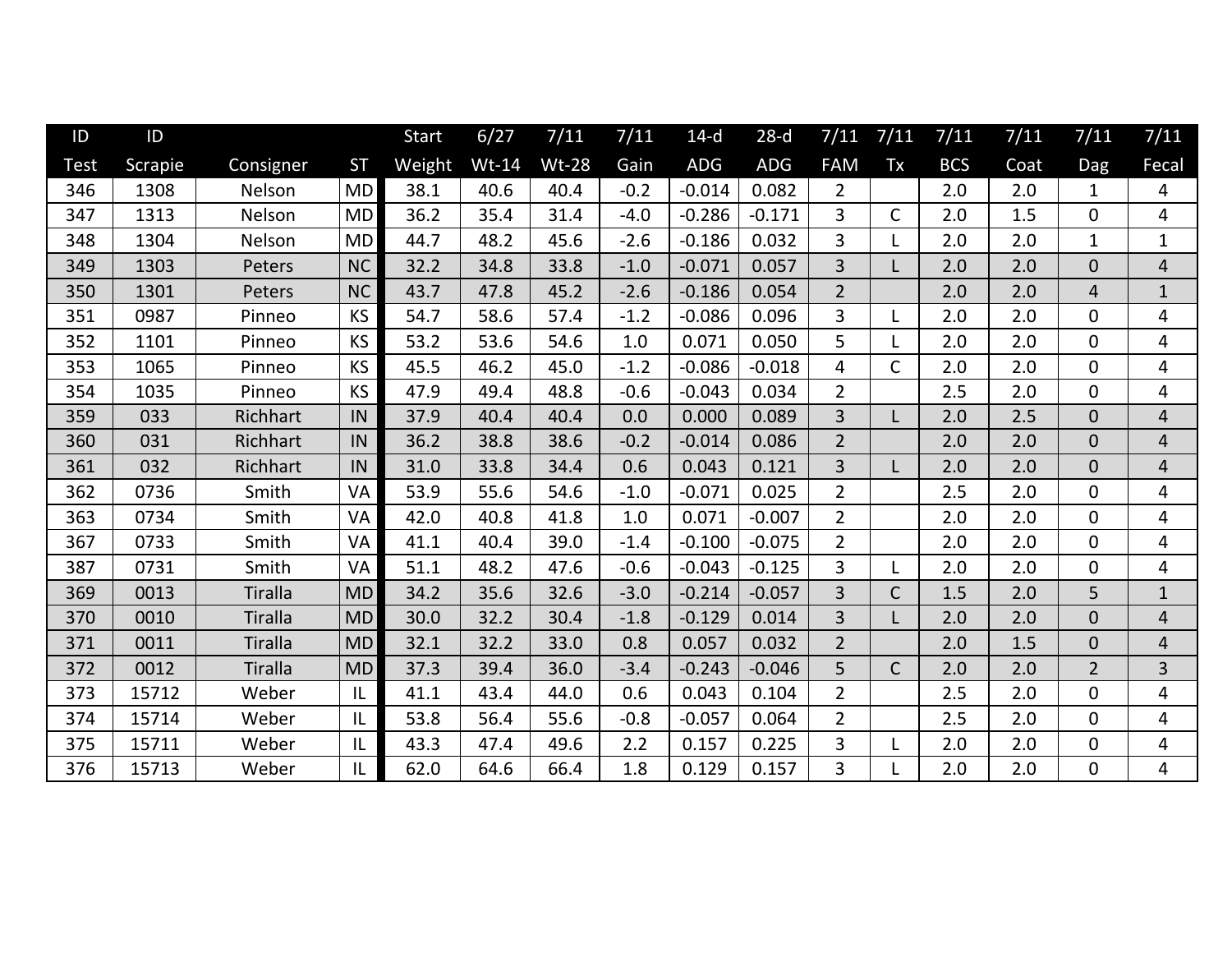| ID Test | ID Scrapie | Consigner | ST | Start Weight | 6/27 Wt-14 | 7/11 Wt-28 | 7/11 Gain | 14-d ADG | 28-d ADG | 7/11 FAM | 7/11 Tx | 7/11 BCS | 7/11 Coat | 7/11 Dag | 7/11 Fecal |
|---|---|---|---|---|---|---|---|---|---|---|---|---|---|---|---|
| 346 | 1308 | Nelson | MD | 38.1 | 40.6 | 40.4 | -0.2 | -0.014 | 0.082 | 2 | | 2.0 | 2.0 | 1 | 4 |
| 347 | 1313 | Nelson | MD | 36.2 | 35.4 | 31.4 | -4.0 | -0.286 | -0.171 | 3 | C | 2.0 | 1.5 | 0 | 4 |
| 348 | 1304 | Nelson | MD | 44.7 | 48.2 | 45.6 | -2.6 | -0.186 | 0.032 | 3 | L | 2.0 | 2.0 | 1 | 1 |
| 349 | 1303 | Peters | NC | 32.2 | 34.8 | 33.8 | -1.0 | -0.071 | 0.057 | 3 | L | 2.0 | 2.0 | 0 | 4 |
| 350 | 1301 | Peters | NC | 43.7 | 47.8 | 45.2 | -2.6 | -0.186 | 0.054 | 2 | | 2.0 | 2.0 | 4 | 1 |
| 351 | 0987 | Pinneo | KS | 54.7 | 58.6 | 57.4 | -1.2 | -0.086 | 0.096 | 3 | L | 2.0 | 2.0 | 0 | 4 |
| 352 | 1101 | Pinneo | KS | 53.2 | 53.6 | 54.6 | 1.0 | 0.071 | 0.050 | 5 | L | 2.0 | 2.0 | 0 | 4 |
| 353 | 1065 | Pinneo | KS | 45.5 | 46.2 | 45.0 | -1.2 | -0.086 | -0.018 | 4 | C | 2.0 | 2.0 | 0 | 4 |
| 354 | 1035 | Pinneo | KS | 47.9 | 49.4 | 48.8 | -0.6 | -0.043 | 0.034 | 2 | | 2.5 | 2.0 | 0 | 4 |
| 359 | 033 | Richhart | IN | 37.9 | 40.4 | 40.4 | 0.0 | 0.000 | 0.089 | 3 | L | 2.0 | 2.5 | 0 | 4 |
| 360 | 031 | Richhart | IN | 36.2 | 38.8 | 38.6 | -0.2 | -0.014 | 0.086 | 2 | | 2.0 | 2.0 | 0 | 4 |
| 361 | 032 | Richhart | IN | 31.0 | 33.8 | 34.4 | 0.6 | 0.043 | 0.121 | 3 | L | 2.0 | 2.0 | 0 | 4 |
| 362 | 0736 | Smith | VA | 53.9 | 55.6 | 54.6 | -1.0 | -0.071 | 0.025 | 2 | | 2.5 | 2.0 | 0 | 4 |
| 363 | 0734 | Smith | VA | 42.0 | 40.8 | 41.8 | 1.0 | 0.071 | -0.007 | 2 | | 2.0 | 2.0 | 0 | 4 |
| 367 | 0733 | Smith | VA | 41.1 | 40.4 | 39.0 | -1.4 | -0.100 | -0.075 | 2 | | 2.0 | 2.0 | 0 | 4 |
| 387 | 0731 | Smith | VA | 51.1 | 48.2 | 47.6 | -0.6 | -0.043 | -0.125 | 3 | L | 2.0 | 2.0 | 0 | 4 |
| 369 | 0013 | Tiralla | MD | 34.2 | 35.6 | 32.6 | -3.0 | -0.214 | -0.057 | 3 | C | 1.5 | 2.0 | 5 | 1 |
| 370 | 0010 | Tiralla | MD | 30.0 | 32.2 | 30.4 | -1.8 | -0.129 | 0.014 | 3 | L | 2.0 | 2.0 | 0 | 4 |
| 371 | 0011 | Tiralla | MD | 32.1 | 32.2 | 33.0 | 0.8 | 0.057 | 0.032 | 2 | | 2.0 | 1.5 | 0 | 4 |
| 372 | 0012 | Tiralla | MD | 37.3 | 39.4 | 36.0 | -3.4 | -0.243 | -0.046 | 5 | C | 2.0 | 2.0 | 2 | 3 |
| 373 | 15712 | Weber | IL | 41.1 | 43.4 | 44.0 | 0.6 | 0.043 | 0.104 | 2 | | 2.5 | 2.0 | 0 | 4 |
| 374 | 15714 | Weber | IL | 53.8 | 56.4 | 55.6 | -0.8 | -0.057 | 0.064 | 2 | | 2.5 | 2.0 | 0 | 4 |
| 375 | 15711 | Weber | IL | 43.3 | 47.4 | 49.6 | 2.2 | 0.157 | 0.225 | 3 | L | 2.0 | 2.0 | 0 | 4 |
| 376 | 15713 | Weber | IL | 62.0 | 64.6 | 66.4 | 1.8 | 0.129 | 0.157 | 3 | L | 2.0 | 2.0 | 0 | 4 |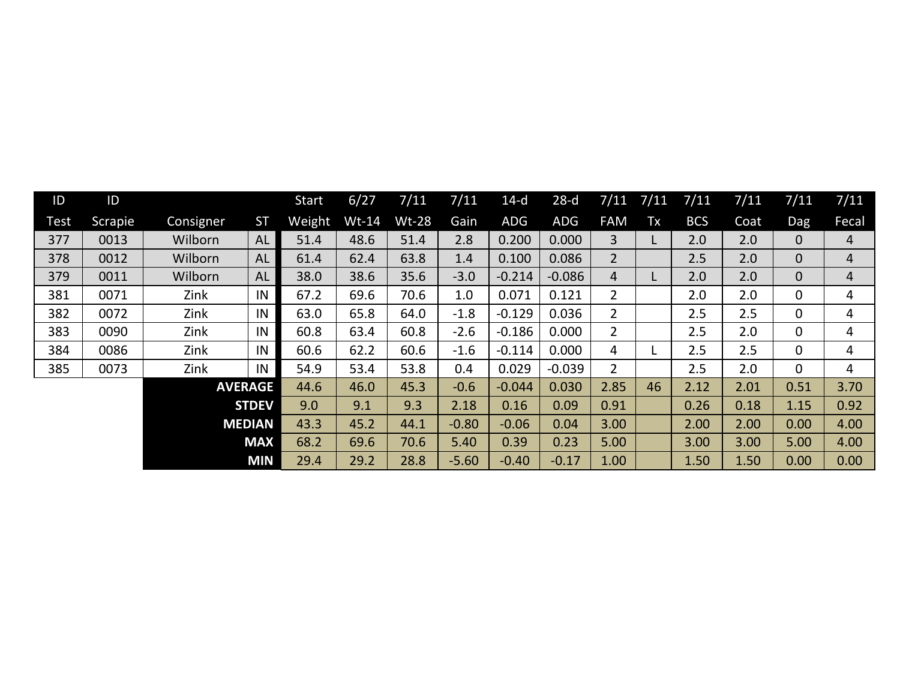| ID Test | ID Scrapie | Consigner | ST | Start Weight | 6/27 Wt-14 | 7/11 Wt-28 | 7/11 Gain | 14-d ADG | 28-d ADG | 7/11 FAM | 7/11 Tx | 7/11 BCS | 7/11 Coat | 7/11 Dag | 7/11 Fecal |
|---|---|---|---|---|---|---|---|---|---|---|---|---|---|---|---|
| 377 | 0013 | Wilborn | AL | 51.4 | 48.6 | 51.4 | 2.8 | 0.200 | 0.000 | 3 | L | 2.0 | 2.0 | 0 | 4 |
| 378 | 0012 | Wilborn | AL | 61.4 | 62.4 | 63.8 | 1.4 | 0.100 | 0.086 | 2 | | 2.5 | 2.0 | 0 | 4 |
| 379 | 0011 | Wilborn | AL | 38.0 | 38.6 | 35.6 | -3.0 | -0.214 | -0.086 | 4 | L | 2.0 | 2.0 | 0 | 4 |
| 381 | 0071 | Zink | IN | 67.2 | 69.6 | 70.6 | 1.0 | 0.071 | 0.121 | 2 | | 2.0 | 2.0 | 0 | 4 |
| 382 | 0072 | Zink | IN | 63.0 | 65.8 | 64.0 | -1.8 | -0.129 | 0.036 | 2 | | 2.5 | 2.5 | 0 | 4 |
| 383 | 0090 | Zink | IN | 60.8 | 63.4 | 60.8 | -2.6 | -0.186 | 0.000 | 2 | | 2.5 | 2.0 | 0 | 4 |
| 384 | 0086 | Zink | IN | 60.6 | 62.2 | 60.6 | -1.6 | -0.114 | 0.000 | 4 | L | 2.5 | 2.5 | 0 | 4 |
| 385 | 0073 | Zink | IN | 54.9 | 53.4 | 53.8 | 0.4 | 0.029 | -0.039 | 2 | | 2.5 | 2.0 | 0 | 4 |
| | | **AVERAGE** | | 44.6 | 46.0 | 45.3 | -0.6 | -0.044 | 0.030 | 2.85 | 46 | 2.12 | 2.01 | 0.51 | 3.70 |
| | | **STDEV** | | 9.0 | 9.1 | 9.3 | 2.18 | 0.16 | 0.09 | 0.91 | | 0.26 | 0.18 | 1.15 | 0.92 |
| | | **MEDIAN** | | 43.3 | 45.2 | 44.1 | -0.80 | -0.06 | 0.04 | 3.00 | | 2.00 | 2.00 | 0.00 | 4.00 |
| | | **MAX** | | 68.2 | 69.6 | 70.6 | 5.40 | 0.39 | 0.23 | 5.00 | | 3.00 | 3.00 | 5.00 | 4.00 |
| | | **MIN** | | 29.4 | 29.2 | 28.8 | -5.60 | -0.40 | -0.17 | 1.00 | | 1.50 | 1.50 | 0.00 | 0.00 |